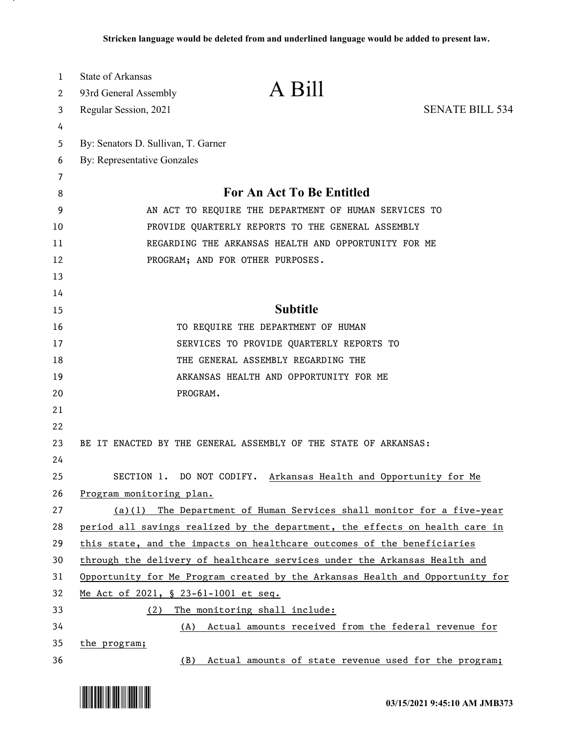Stricken language would be deleted from and underlined language would be added to present law.

State of Arkansas
93rd General Assembly
Regular Session, 2021

# A Bill

SENATE BILL 534

By: Senators D. Sullivan, T. Garner
By: Representative Gonzales

## For An Act To Be Entitled

AN ACT TO REQUIRE THE DEPARTMENT OF HUMAN SERVICES TO PROVIDE QUARTERLY REPORTS TO THE GENERAL ASSEMBLY REGARDING THE ARKANSAS HEALTH AND OPPORTUNITY FOR ME PROGRAM; AND FOR OTHER PURPOSES.

## Subtitle

TO REQUIRE THE DEPARTMENT OF HUMAN SERVICES TO PROVIDE QUARTERLY REPORTS TO THE GENERAL ASSEMBLY REGARDING THE ARKANSAS HEALTH AND OPPORTUNITY FOR ME PROGRAM.

BE IT ENACTED BY THE GENERAL ASSEMBLY OF THE STATE OF ARKANSAS:

SECTION 1. DO NOT CODIFY. Arkansas Health and Opportunity for Me Program monitoring plan.

(a)(1) The Department of Human Services shall monitor for a five-year period all savings realized by the department, the effects on health care in this state, and the impacts on healthcare outcomes of the beneficiaries through the delivery of healthcare services under the Arkansas Health and Opportunity for Me Program created by the Arkansas Health and Opportunity for Me Act of 2021, § 23-61-1001 et seq.

(2) The monitoring shall include:

(A) Actual amounts received from the federal revenue for the program;

(B) Actual amounts of state revenue used for the program;

03/15/2021 9:45:10 AM JMB373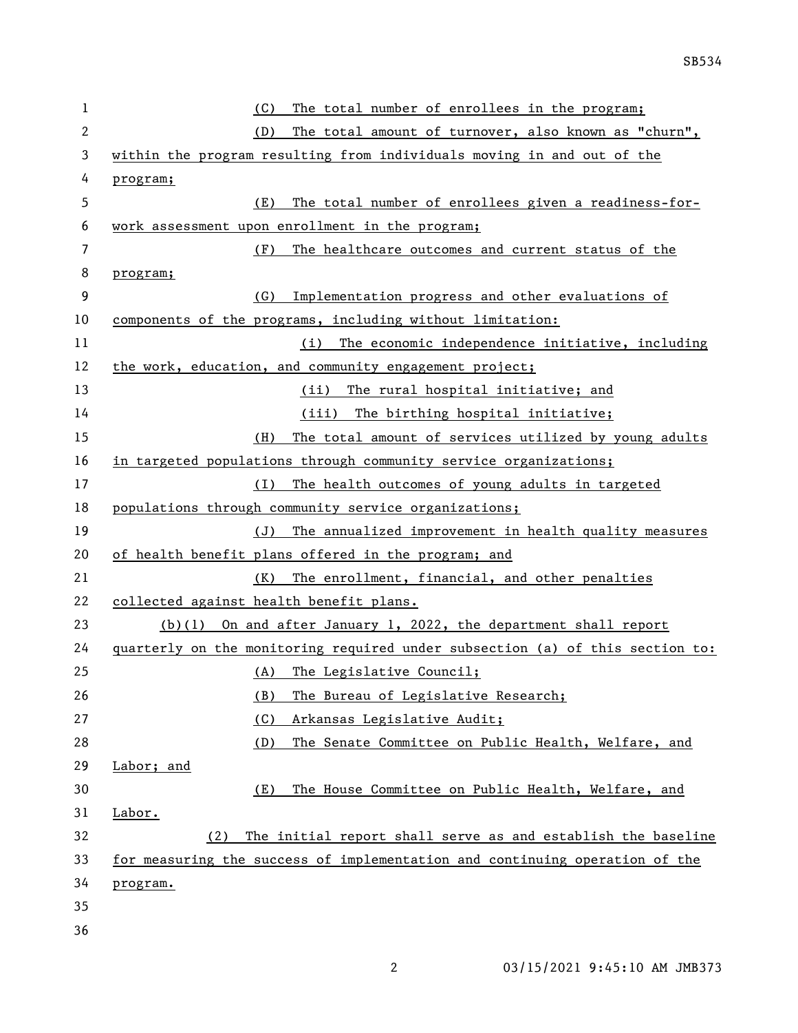(C) The total number of enrollees in the program;

(D) The total amount of turnover, also known as "churn", within the program resulting from individuals moving in and out of the program;

(E) The total number of enrollees given a readiness-for-work assessment upon enrollment in the program;

(F) The healthcare outcomes and current status of the program;

(G) Implementation progress and other evaluations of components of the programs, including without limitation:

(i) The economic independence initiative, including the work, education, and community engagement project;

(ii) The rural hospital initiative; and

(iii) The birthing hospital initiative;

(H) The total amount of services utilized by young adults in targeted populations through community service organizations;

(I) The health outcomes of young adults in targeted populations through community service organizations;

(J) The annualized improvement in health quality measures of health benefit plans offered in the program; and

(K) The enrollment, financial, and other penalties collected against health benefit plans.

(b)(1) On and after January 1, 2022, the department shall report quarterly on the monitoring required under subsection (a) of this section to:

(A) The Legislative Council;

(B) The Bureau of Legislative Research;

(C) Arkansas Legislative Audit;

(D) The Senate Committee on Public Health, Welfare, and Labor; and

(E) The House Committee on Public Health, Welfare, and Labor.

(2) The initial report shall serve as and establish the baseline for measuring the success of implementation and continuing operation of the program.